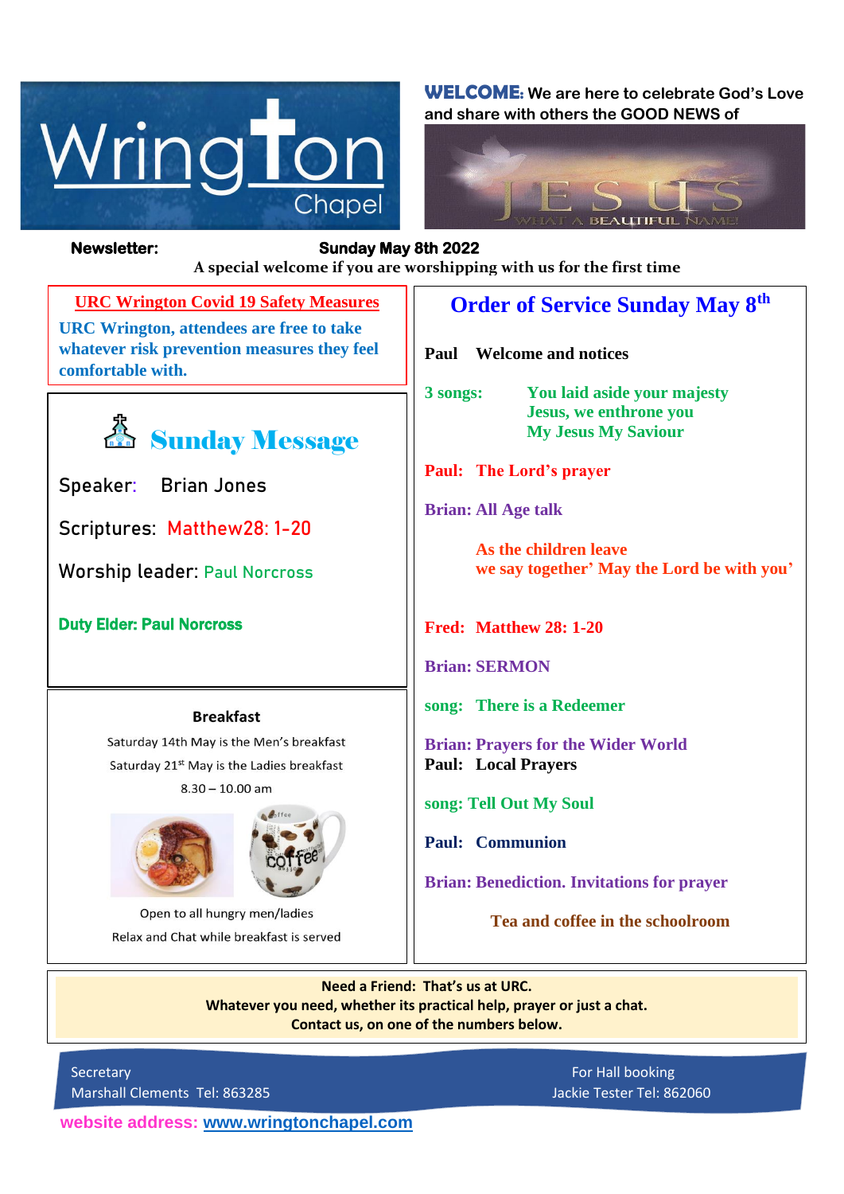# Wrington Chapel

**WELCOME:** We are here to celebrate God's Love and share with others the GOOD NEWS of

JESUS — WHAT A BEAUTIFUL NAME!

**Newsletter: Sunday May 8th 2022**

**A special welcome if you are worshipping with us for the first time**

## URC Wrington Covid 19 Safety Measures

**URC Wrington, attendees are free to take whatever risk prevention measures they feel comfortable with.**

## Sunday Message

Speaker: Brian Jones

Scriptures: Matthew28: 1-20

Worship leader: Paul Norcross

**Duty Elder: Paul Norcross**

## Breakfast

Saturday 14th May is the Men's breakfast

Saturday 21st May is the Ladies breakfast

8.30 – 10.00 am

Open to all hungry men/ladies

Relax and Chat while breakfast is served

## Order of Service Sunday May 8th

**Paul** Welcome and notices

**3 songs:**
- You laid aside your majesty
- Jesus, we enthrone you
- My Jesus My Saviour

**Paul:** The Lord's prayer

**Brian:** All Age talk

**As the children leave we say together' May the Lord be with you'**

**Fred:** Matthew 28: 1-20

**Brian:** SERMON

**song:** There is a Redeemer

**Brian:** Prayers for the Wider World

**Paul:** Local Prayers

**song:** Tell Out My Soul

**Paul:** Communion

**Brian:** Benediction. Invitations for prayer

**Tea and coffee in the schoolroom**

---

**Need a Friend: That's us at URC.**
**Whatever you need, whether its practical help, prayer or just a chat.**
**Contact us, on one of the numbers below.**

Secretary
Marshall Clements Tel: 863285

For Hall booking
Jackie Tester Tel: 862060

**website address: www.wringtonchapel.com**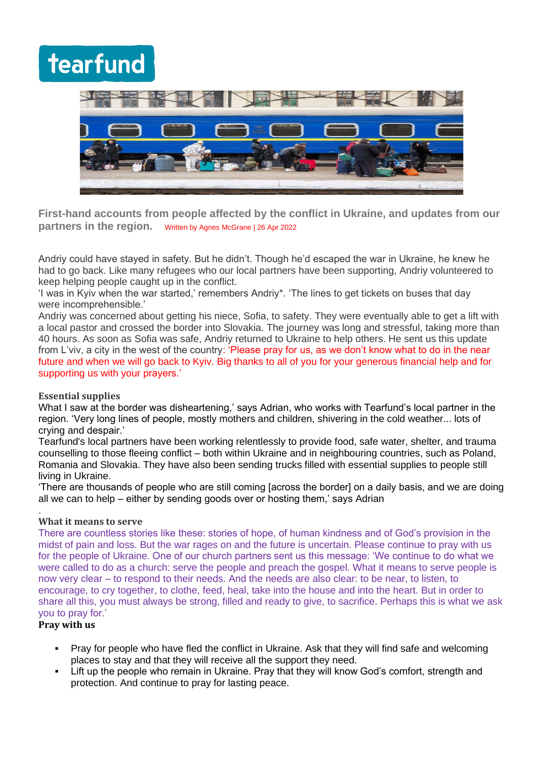tearfund

First-hand accounts from people affected by the conflict in Ukraine, and updates from our partners in the region. Written by Agnes McGrane | 26 Apr 2022

Andriy could have stayed in safety. But he didn't. Though he'd escaped the war in Ukraine, he knew he had to go back. Like many refugees who our local partners have been supporting, Andriy volunteered to keep helping people caught up in the conflict.

'I was in Kyiv when the war started,' remembers Andriy*. 'The lines to get tickets on buses that day were incomprehensible.'

Andriy was concerned about getting his niece, Sofia, to safety. They were eventually able to get a lift with a local pastor and crossed the border into Slovakia. The journey was long and stressful, taking more than 40 hours. As soon as Sofia was safe, Andriy returned to Ukraine to help others. He sent us this update from L'viv, a city in the west of the country: 'Please pray for us, as we don't know what to do in the near future and when we will go back to Kyiv. Big thanks to all of you for your generous financial help and for supporting us with your prayers.'

## Essential supplies

What I saw at the border was disheartening,' says Adrian, who works with Tearfund's local partner in the region. 'Very long lines of people, mostly mothers and children, shivering in the cold weather... lots of crying and despair.'

Tearfund's local partners have been working relentlessly to provide food, safe water, shelter, and trauma counselling to those fleeing conflict – both within Ukraine and in neighbouring countries, such as Poland, Romania and Slovakia. They have also been sending trucks filled with essential supplies to people still living in Ukraine.

'There are thousands of people who are still coming [across the border] on a daily basis, and we are doing all we can to help – either by sending goods over or hosting them,' says Adrian

.

## What it means to serve

There are countless stories like these: stories of hope, of human kindness and of God's provision in the midst of pain and loss. But the war rages on and the future is uncertain. Please continue to pray with us for the people of Ukraine. One of our church partners sent us this message: 'We continue to do what we were called to do as a church: serve the people and preach the gospel. What it means to serve people is now very clear – to respond to their needs. And the needs are also clear: to be near, to listen, to encourage, to cry together, to clothe, feed, heal, take into the house and into the heart. But in order to share all this, you must always be strong, filled and ready to give, to sacrifice. Perhaps this is what we ask you to pray for.'

## Pray with us

- Pray for people who have fled the conflict in Ukraine. Ask that they will find safe and welcoming places to stay and that they will receive all the support they need.
- Lift up the people who remain in Ukraine. Pray that they will know God's comfort, strength and protection. And continue to pray for lasting peace.